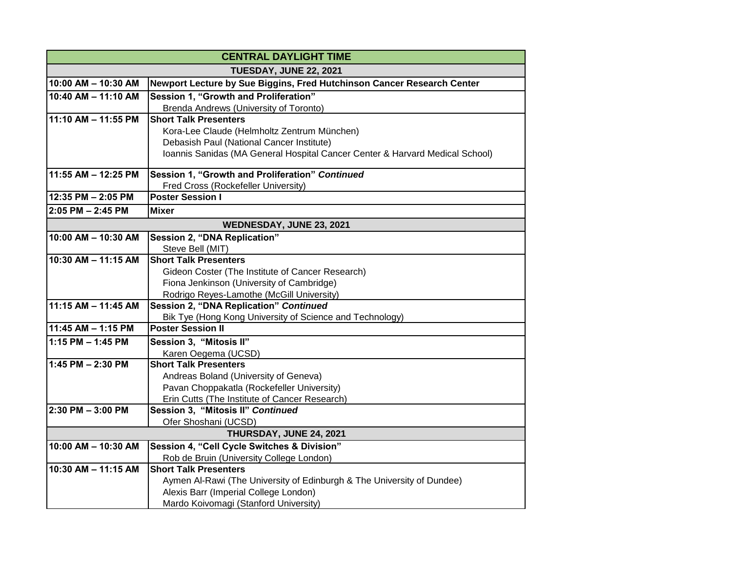| CENTRAL DAYLIGHT TIME | |
|---|---|
| **TUESDAY, JUNE 22, 2021** | |
| **10:00 AM – 10:30 AM** | **Newport Lecture by Sue Biggins, Fred Hutchinson Cancer Research Center** |
| **10:40 AM – 11:10 AM** | **Session 1, "Growth and Proliferation"**<br>Brenda Andrews (University of Toronto) |
| **11:10 AM – 11:55 PM** | **Short Talk Presenters**<br>Kora-Lee Claude (Helmholtz Zentrum München)<br>Debasish Paul (National Cancer Institute)<br>Ioannis Sanidas (MA General Hospital Cancer Center & Harvard Medical School) |
| **11:55 AM – 12:25 PM** | **Session 1, "Growth and Proliferation" *Continued***<br>Fred Cross (Rockefeller University) |
| **12:35 PM – 2:05 PM** | **Poster Session I** |
| **2:05 PM – 2:45 PM** | **Mixer** |
| **WEDNESDAY, JUNE 23, 2021** | |
| **10:00 AM – 10:30 AM** | **Session 2, "DNA Replication"**<br>Steve Bell (MIT) |
| **10:30 AM – 11:15 AM** | **Short Talk Presenters**<br>Gideon Coster (The Institute of Cancer Research)<br>Fiona Jenkinson (University of Cambridge)<br>Rodrigo Reyes-Lamothe (McGill University) |
| **11:15 AM – 11:45 AM** | **Session 2, "DNA Replication" *Continued***<br>Bik Tye (Hong Kong University of Science and Technology) |
| **11:45 AM – 1:15 PM** | **Poster Session II** |
| **1:15 PM – 1:45 PM** | **Session 3, "Mitosis II"**<br>Karen Oegema (UCSD) |
| **1:45 PM – 2:30 PM** | **Short Talk Presenters**<br>Andreas Boland (University of Geneva)<br>Pavan Choppakatla (Rockefeller University)<br>Erin Cutts (The Institute of Cancer Research) |
| **2:30 PM – 3:00 PM** | **Session 3, "Mitosis II" *Continued***<br>Ofer Shoshani (UCSD) |
| **THURSDAY, JUNE 24, 2021** | |
| **10:00 AM – 10:30 AM** | **Session 4, "Cell Cycle Switches & Division"**<br>Rob de Bruin (University College London) |
| **10:30 AM – 11:15 AM** | **Short Talk Presenters**<br>Aymen Al-Rawi (The University of Edinburgh & The University of Dundee)<br>Alexis Barr (Imperial College London)<br>Mardo Koivomagi (Stanford University) |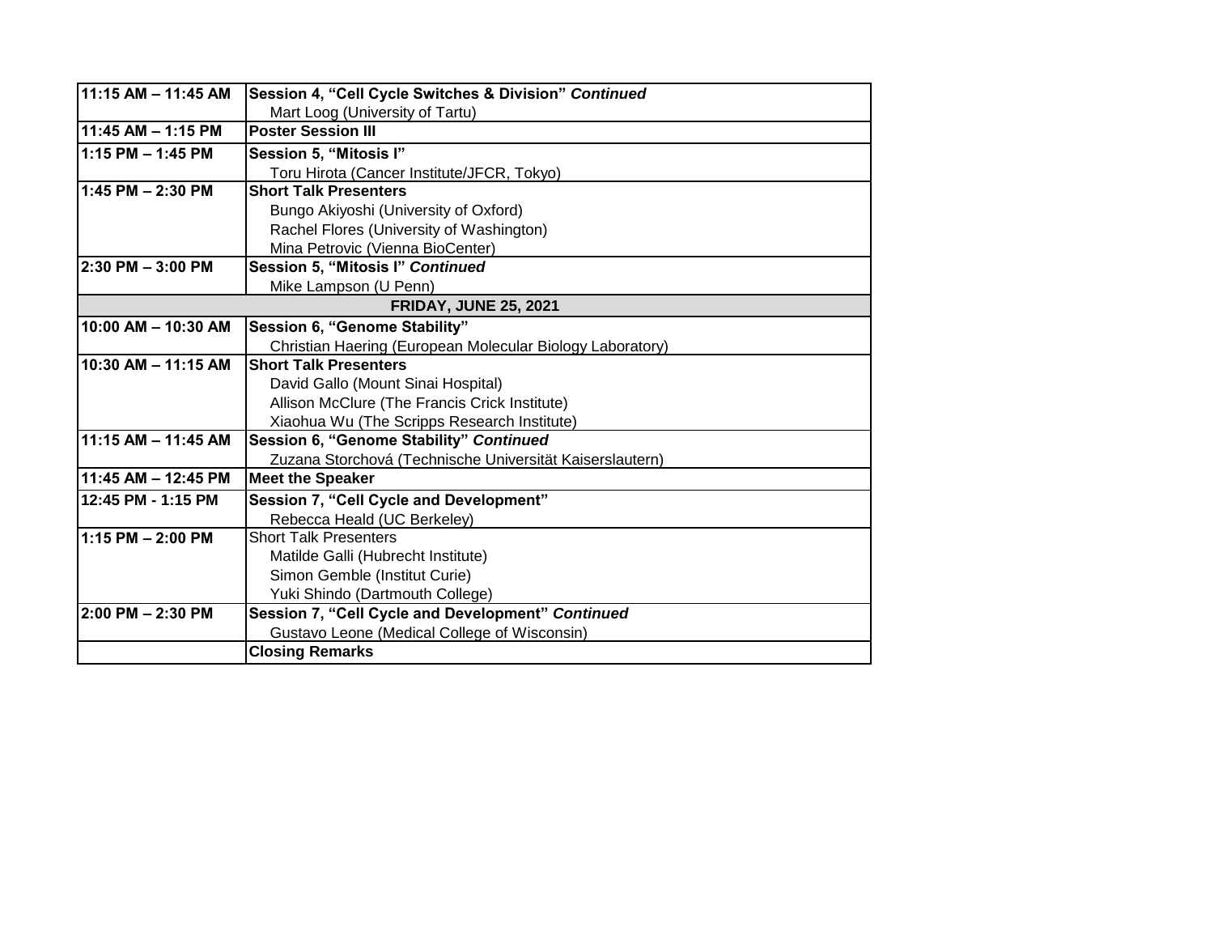| | |
|---|---|
| **11:15 AM – 11:45 AM** | **Session 4, "Cell Cycle Switches & Division"** ***Continued***<br>Mart Loog (University of Tartu) |
| **11:45 AM – 1:15 PM** | **Poster Session III** |
| **1:15 PM – 1:45 PM** | **Session 5, "Mitosis I"**<br>Toru Hirota (Cancer Institute/JFCR, Tokyo) |
| **1:45 PM – 2:30 PM** | **Short Talk Presenters**<br>Bungo Akiyoshi (University of Oxford)<br>Rachel Flores (University of Washington)<br>Mina Petrovic (Vienna BioCenter) |
| **2:30 PM – 3:00 PM** | **Session 5, "Mitosis I"** ***Continued***<br>Mike Lampson (U Penn) |
| **FRIDAY, JUNE 25, 2021** | |
| **10:00 AM – 10:30 AM** | **Session 6, "Genome Stability"**<br>Christian Haering (European Molecular Biology Laboratory) |
| **10:30 AM – 11:15 AM** | **Short Talk Presenters**<br>David Gallo (Mount Sinai Hospital)<br>Allison McClure (The Francis Crick Institute)<br>Xiaohua Wu (The Scripps Research Institute) |
| **11:15 AM – 11:45 AM** | **Session 6, "Genome Stability"** ***Continued***<br>Zuzana Storchová (Technische Universität Kaiserslautern) |
| **11:45 AM – 12:45 PM** | **Meet the Speaker** |
| **12:45 PM - 1:15 PM** | **Session 7, "Cell Cycle and Development"**<br>Rebecca Heald (UC Berkeley) |
| **1:15 PM – 2:00 PM** | Short Talk Presenters<br>Matilde Galli (Hubrecht Institute)<br>Simon Gemble (Institut Curie)<br>Yuki Shindo (Dartmouth College) |
| **2:00 PM – 2:30 PM** | **Session 7, "Cell Cycle and Development"** ***Continued***<br>Gustavo Leone (Medical College of Wisconsin) |
| | **Closing Remarks** |